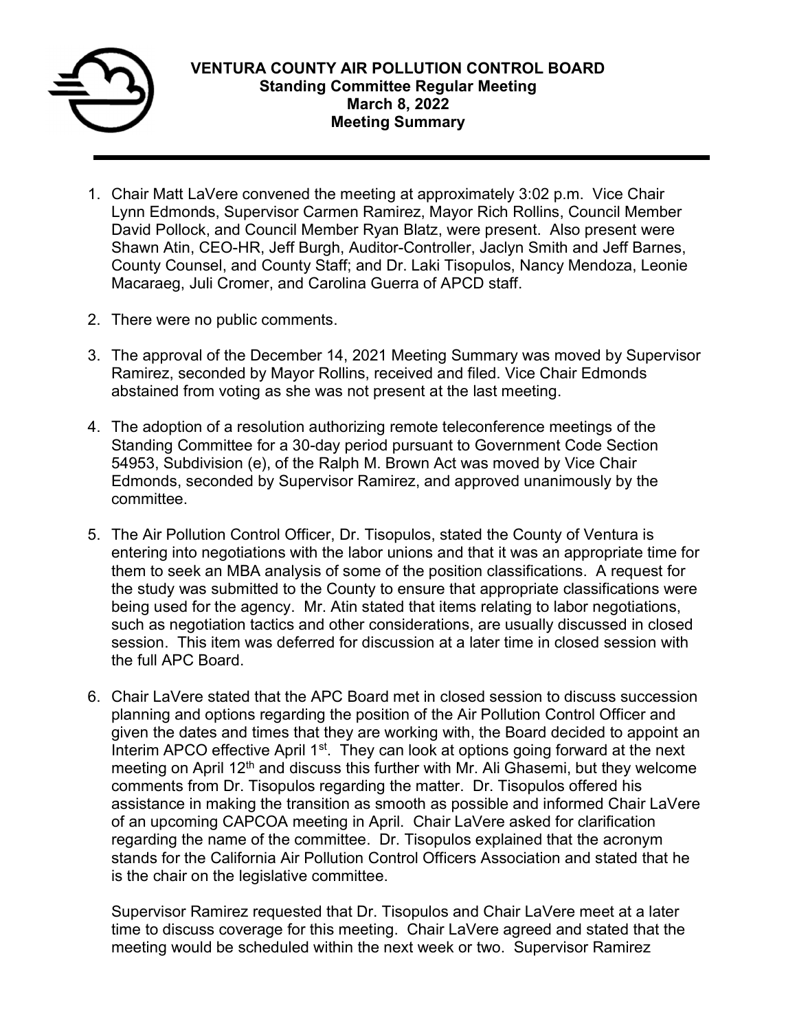# VENTURA COUNTY AIR POLLUTION CONTROL BOARD
## Standing Committee Regular Meeting
## March 8, 2022
## Meeting Summary

1. Chair Matt LaVere convened the meeting at approximately 3:02 p.m. Vice Chair Lynn Edmonds, Supervisor Carmen Ramirez, Mayor Rich Rollins, Council Member David Pollock, and Council Member Ryan Blatz, were present. Also present were Shawn Atin, CEO-HR, Jeff Burgh, Auditor-Controller, Jaclyn Smith and Jeff Barnes, County Counsel, and County Staff; and Dr. Laki Tisopulos, Nancy Mendoza, Leonie Macaraeg, Juli Cromer, and Carolina Guerra of APCD staff.

2. There were no public comments.

3. The approval of the December 14, 2021 Meeting Summary was moved by Supervisor Ramirez, seconded by Mayor Rollins, received and filed. Vice Chair Edmonds abstained from voting as she was not present at the last meeting.

4. The adoption of a resolution authorizing remote teleconference meetings of the Standing Committee for a 30-day period pursuant to Government Code Section 54953, Subdivision (e), of the Ralph M. Brown Act was moved by Vice Chair Edmonds, seconded by Supervisor Ramirez, and approved unanimously by the committee.

5. The Air Pollution Control Officer, Dr. Tisopulos, stated the County of Ventura is entering into negotiations with the labor unions and that it was an appropriate time for them to seek an MBA analysis of some of the position classifications. A request for the study was submitted to the County to ensure that appropriate classifications were being used for the agency. Mr. Atin stated that items relating to labor negotiations, such as negotiation tactics and other considerations, are usually discussed in closed session. This item was deferred for discussion at a later time in closed session with the full APC Board.

6. Chair LaVere stated that the APC Board met in closed session to discuss succession planning and options regarding the position of the Air Pollution Control Officer and given the dates and times that they are working with, the Board decided to appoint an Interim APCO effective April 1st. They can look at options going forward at the next meeting on April 12th and discuss this further with Mr. Ali Ghasemi, but they welcome comments from Dr. Tisopulos regarding the matter. Dr. Tisopulos offered his assistance in making the transition as smooth as possible and informed Chair LaVere of an upcoming CAPCOA meeting in April. Chair LaVere asked for clarification regarding the name of the committee. Dr. Tisopulos explained that the acronym stands for the California Air Pollution Control Officers Association and stated that he is the chair on the legislative committee.

   Supervisor Ramirez requested that Dr. Tisopulos and Chair LaVere meet at a later time to discuss coverage for this meeting. Chair LaVere agreed and stated that the meeting would be scheduled within the next week or two. Supervisor Ramirez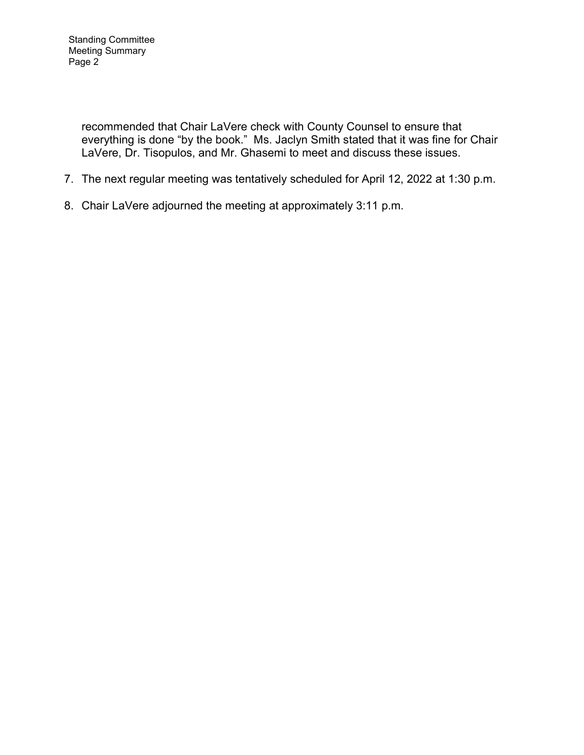recommended that Chair LaVere check with County Counsel to ensure that everything is done "by the book." Ms. Jaclyn Smith stated that it was fine for Chair LaVere, Dr. Tisopulos, and Mr. Ghasemi to meet and discuss these issues.

7. The next regular meeting was tentatively scheduled for April 12, 2022 at 1:30 p.m.

8. Chair LaVere adjourned the meeting at approximately 3:11 p.m.